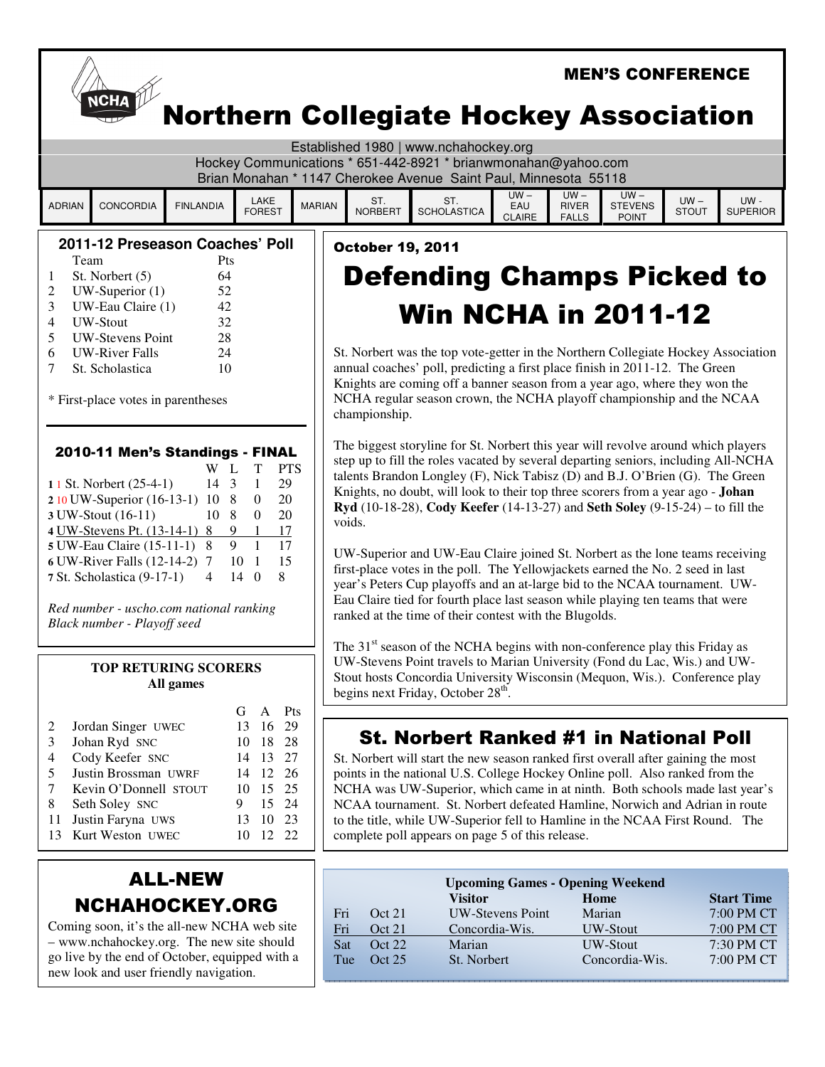MEN'S CONFERENCE

# Northern Collegiate Hockey Association

Established 1980 | www.nchahockey.org
Hockey Communications * 651-442-8921 * brianwmonahan@yahoo.com
Brian Monahan * 1147 Cherokee Avenue Saint Paul, Minnesota 55118

| ADRIAN | CONCORDIA | FINLANDIA | LAKE FOREST | MARIAN | ST. NORBERT | ST. SCHOLASTICA | UW – EAU CLAIRE | UW – RIVER FALLS | UW – STEVENS POINT | UW – STOUT | UW - SUPERIOR |
|---|---|---|---|---|---|---|---|---|---|---|---|

### 2011-12 Preseason Coaches' Poll

| | Team | Pts |
|---|---|---|
| 1 | St. Norbert (5) | 64 |
| 2 | UW-Superior (1) | 52 |
| 3 | UW-Eau Claire (1) | 42 |
| 4 | UW-Stout | 32 |
| 5 | UW-Stevens Point | 28 |
| 6 | UW-River Falls | 24 |
| 7 | St. Scholastica | 10 |

\* First-place votes in parentheses

### 2010-11 Men's Standings - FINAL

| | W | L | T | PTS |
|---|---|---|---|---|
| **1** 1 St. Norbert (25-4-1) | 14 | 3 | 1 | 29 |
| **2** 10 UW-Superior (16-13-1) | 10 | 8 | 0 | 20 |
| **3** UW-Stout (16-11) | 10 | 8 | 0 | 20 |
| **4** UW-Stevens Pt. (13-14-1) | 8 | 9 | 1 | 17 |
| **5** UW-Eau Claire (15-11-1) | 8 | 9 | 1 | 17 |
| **6** UW-River Falls (12-14-2) | 7 | 10 | 1 | 15 |
| **7** St. Scholastica (9-17-1) | 4 | 14 | 0 | 8 |

*Red number - uscho.com national ranking*
*Black number - Playoff seed*

### TOP RETURING SCORERS
**All games**

| | | G | A | Pts |
|---|---|---|---|---|
| 2 | Jordan Singer UWEC | 13 | 16 | 29 |
| 3 | Johan Ryd SNC | 10 | 18 | 28 |
| 4 | Cody Keefer SNC | 14 | 13 | 27 |
| 5 | Justin Brossman UWRF | 14 | 12 | 26 |
| 7 | Kevin O'Donnell STOUT | 10 | 15 | 25 |
| 8 | Seth Soley SNC | 9 | 15 | 24 |
| 11 | Justin Faryna UWS | 13 | 10 | 23 |
| 13 | Kurt Weston UWEC | 10 | 12 | 22 |

## ALL-NEW NCHAHOCKEY.ORG

Coming soon, it's the all-new NCHA web site – www.nchahockey.org. The new site should go live by the end of October, equipped with a new look and user friendly navigation.

October 19, 2011

# Defending Champs Picked to Win NCHA in 2011-12

St. Norbert was the top vote-getter in the Northern Collegiate Hockey Association annual coaches' poll, predicting a first place finish in 2011-12. The Green Knights are coming off a banner season from a year ago, where they won the NCHA regular season crown, the NCHA playoff championship and the NCAA championship.

The biggest storyline for St. Norbert this year will revolve around which players step up to fill the roles vacated by several departing seniors, including All-NCHA talents Brandon Longley (F), Nick Tabisz (D) and B.J. O'Brien (G). The Green Knights, no doubt, will look to their top three scorers from a year ago - **Johan Ryd** (10-18-28), **Cody Keefer** (14-13-27) and **Seth Soley** (9-15-24) – to fill the voids.

UW-Superior and UW-Eau Claire joined St. Norbert as the lone teams receiving first-place votes in the poll. The Yellowjackets earned the No. 2 seed in last year's Peters Cup playoffs and an at-large bid to the NCAA tournament. UW-Eau Claire tied for fourth place last season while playing ten teams that were ranked at the time of their contest with the Blugolds.

The 31st season of the NCHA begins with non-conference play this Friday as UW-Stevens Point travels to Marian University (Fond du Lac, Wis.) and UW-Stout hosts Concordia University Wisconsin (Mequon, Wis.). Conference play begins next Friday, October 28th.

## St. Norbert Ranked #1 in National Poll

St. Norbert will start the new season ranked first overall after gaining the most points in the national U.S. College Hockey Online poll. Also ranked from the NCHA was UW-Superior, which came in at ninth. Both schools made last year's NCAA tournament. St. Norbert defeated Hamline, Norwich and Adrian in route to the title, while UW-Superior fell to Hamline in the NCAA First Round. The complete poll appears on page 5 of this release.

**Upcoming Games - Opening Weekend**

| | | Visitor | Home | Start Time |
|---|---|---|---|---|
| Fri | Oct 21 | UW-Stevens Point | Marian | 7:00 PM CT |
| Fri | Oct 21 | Concordia-Wis. | UW-Stout | 7:00 PM CT |
| Sat | Oct 22 | Marian | UW-Stout | 7:30 PM CT |
| Tue | Oct 25 | St. Norbert | Concordia-Wis. | 7:00 PM CT |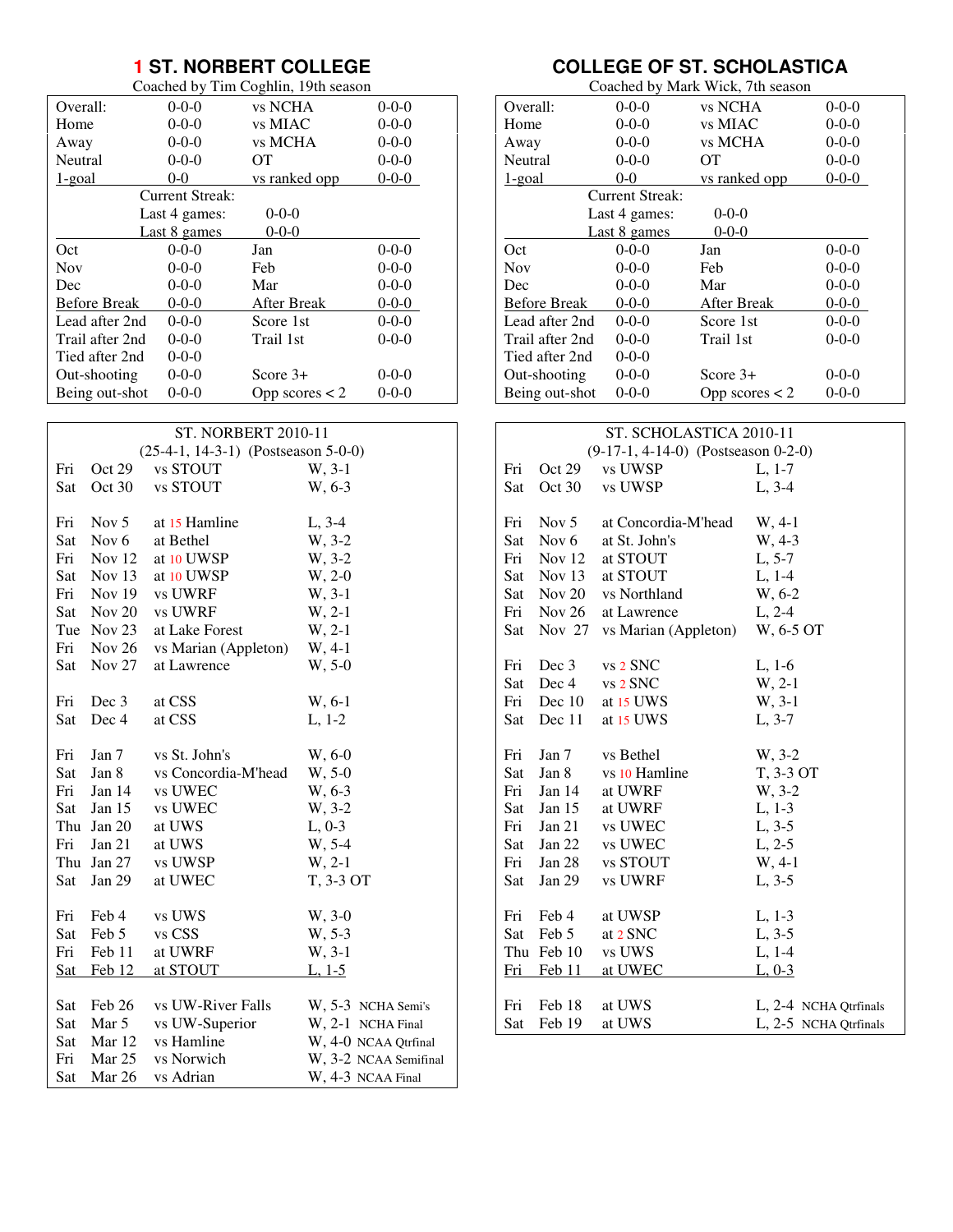## 1 ST. NORBERT COLLEGE

Coached by Tim Coghlin, 19th season

| | | | |
|---|---|---|---|
| Overall: | 0-0-0 | vs NCHA | 0-0-0 |
| Home | 0-0-0 | vs MIAC | 0-0-0 |
| Away | 0-0-0 | vs MCHA | 0-0-0 |
| Neutral | 0-0-0 | OT | 0-0-0 |
| 1-goal | 0-0 | vs ranked opp | 0-0-0 |
| | Current Streak: | | |
| | Last 4 games: | 0-0-0 | |
| | Last 8 games | 0-0-0 | |
| Oct | 0-0-0 | Jan | 0-0-0 |
| Nov | 0-0-0 | Feb | 0-0-0 |
| Dec | 0-0-0 | Mar | 0-0-0 |
| Before Break | 0-0-0 | After Break | 0-0-0 |
| Lead after 2nd | 0-0-0 | Score 1st | 0-0-0 |
| Trail after 2nd | 0-0-0 | Trail 1st | 0-0-0 |
| Tied after 2nd | 0-0-0 | | |
| Out-shooting | 0-0-0 | Score 3+ | 0-0-0 |
| Being out-shot | 0-0-0 | Opp scores < 2 | 0-0-0 |

**ST. NORBERT 2010-11**

(25-4-1, 14-3-1) (Postseason 5-0-0)

| | | | |
|---|---|---|---|
| Fri | Oct 29 | vs STOUT | W, 3-1 |
| Sat | Oct 30 | vs STOUT | W, 6-3 |
| Fri | Nov 5 | at 15 Hamline | L, 3-4 |
| Sat | Nov 6 | at Bethel | W, 3-2 |
| Fri | Nov 12 | at 10 UWSP | W, 3-2 |
| Sat | Nov 13 | at 10 UWSP | W, 2-0 |
| Fri | Nov 19 | vs UWRF | W, 3-1 |
| Sat | Nov 20 | vs UWRF | W, 2-1 |
| Tue | Nov 23 | at Lake Forest | W, 2-1 |
| Fri | Nov 26 | vs Marian (Appleton) | W, 4-1 |
| Sat | Nov 27 | at Lawrence | W, 5-0 |
| Fri | Dec 3 | at CSS | W, 6-1 |
| Sat | Dec 4 | at CSS | L, 1-2 |
| Fri | Jan 7 | vs St. John's | W, 6-0 |
| Sat | Jan 8 | vs Concordia-M'head | W, 5-0 |
| Fri | Jan 14 | vs UWEC | W, 6-3 |
| Sat | Jan 15 | vs UWEC | W, 3-2 |
| Thu | Jan 20 | at UWS | L, 0-3 |
| Fri | Jan 21 | at UWS | W, 5-4 |
| Thu | Jan 27 | vs UWSP | W, 2-1 |
| Sat | Jan 29 | at UWEC | T, 3-3 OT |
| Fri | Feb 4 | vs UWS | W, 3-0 |
| Sat | Feb 5 | vs CSS | W, 5-3 |
| Fri | Feb 11 | at UWRF | W, 3-1 |
| Sat | Feb 12 | at STOUT | L, 1-5 |
| Sat | Feb 26 | vs UW-River Falls | W, 5-3 NCHA Semi's |
| Sat | Mar 5 | vs UW-Superior | W, 2-1 NCHA Final |
| Sat | Mar 12 | vs Hamline | W, 4-0 NCAA Qtrfinal |
| Fri | Mar 25 | vs Norwich | W, 3-2 NCAA Semifinal |
| Sat | Mar 26 | vs Adrian | W, 4-3 NCAA Final |

## COLLEGE OF ST. SCHOLASTICA

Coached by Mark Wick, 7th season

| | | | |
|---|---|---|---|
| Overall: | 0-0-0 | vs NCHA | 0-0-0 |
| Home | 0-0-0 | vs MIAC | 0-0-0 |
| Away | 0-0-0 | vs MCHA | 0-0-0 |
| Neutral | 0-0-0 | OT | 0-0-0 |
| 1-goal | 0-0 | vs ranked opp | 0-0-0 |
| | Current Streak: | | |
| | Last 4 games: | 0-0-0 | |
| | Last 8 games | 0-0-0 | |
| Oct | 0-0-0 | Jan | 0-0-0 |
| Nov | 0-0-0 | Feb | 0-0-0 |
| Dec | 0-0-0 | Mar | 0-0-0 |
| Before Break | 0-0-0 | After Break | 0-0-0 |
| Lead after 2nd | 0-0-0 | Score 1st | 0-0-0 |
| Trail after 2nd | 0-0-0 | Trail 1st | 0-0-0 |
| Tied after 2nd | 0-0-0 | | |
| Out-shooting | 0-0-0 | Score 3+ | 0-0-0 |
| Being out-shot | 0-0-0 | Opp scores < 2 | 0-0-0 |

**ST. SCHOLASTICA 2010-11**

(9-17-1, 4-14-0) (Postseason 0-2-0)

| | | | |
|---|---|---|---|
| Fri | Oct 29 | vs UWSP | L, 1-7 |
| Sat | Oct 30 | vs UWSP | L, 3-4 |
| Fri | Nov 5 | at Concordia-M'head | W, 4-1 |
| Sat | Nov 6 | at St. John's | W, 4-3 |
| Fri | Nov 12 | at STOUT | L, 5-7 |
| Sat | Nov 13 | at STOUT | L, 1-4 |
| Sat | Nov 20 | vs Northland | W, 6-2 |
| Fri | Nov 26 | at Lawrence | L, 2-4 |
| Sat | Nov 27 | vs Marian (Appleton) | W, 6-5 OT |
| Fri | Dec 3 | vs 2 SNC | L, 1-6 |
| Sat | Dec 4 | vs 2 SNC | W, 2-1 |
| Fri | Dec 10 | at 15 UWS | W, 3-1 |
| Sat | Dec 11 | at 15 UWS | L, 3-7 |
| Fri | Jan 7 | vs Bethel | W, 3-2 |
| Sat | Jan 8 | vs 10 Hamline | T, 3-3 OT |
| Fri | Jan 14 | at UWRF | W, 3-2 |
| Sat | Jan 15 | at UWRF | L, 1-3 |
| Fri | Jan 21 | vs UWEC | L, 3-5 |
| Sat | Jan 22 | vs UWEC | L, 2-5 |
| Fri | Jan 28 | vs STOUT | W, 4-1 |
| Sat | Jan 29 | vs UWRF | L, 3-5 |
| Fri | Feb 4 | at UWSP | L, 1-3 |
| Sat | Feb 5 | at 2 SNC | L, 3-5 |
| Thu | Feb 10 | vs UWS | L, 1-4 |
| Fri | Feb 11 | at UWEC | L, 0-3 |
| Fri | Feb 18 | at UWS | L, 2-4 NCHA Qtrfinals |
| Sat | Feb 19 | at UWS | L, 2-5 NCHA Qtrfinals |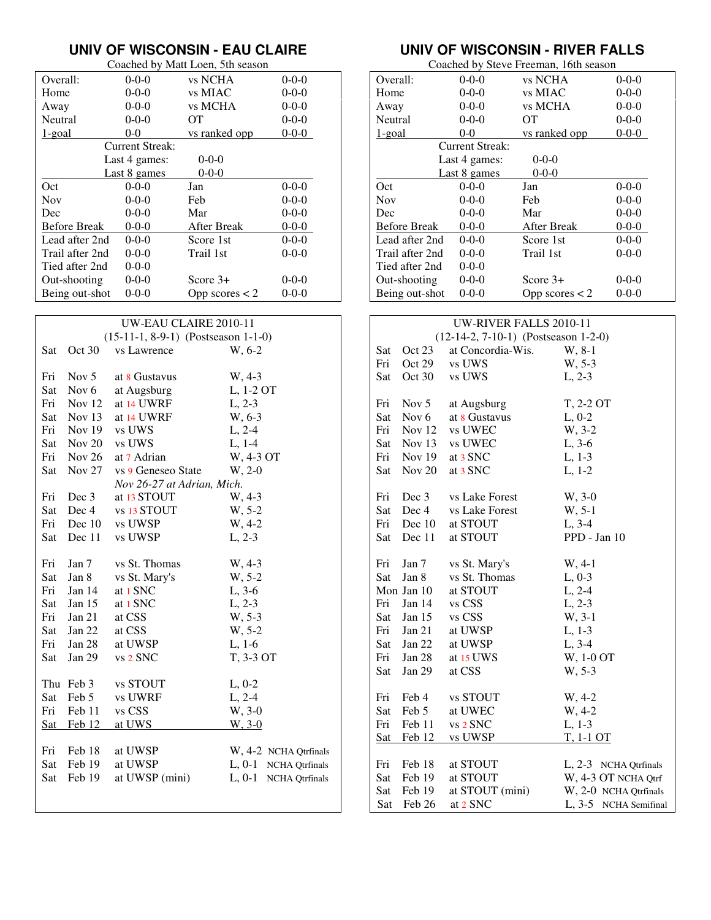## UNIV OF WISCONSIN - EAU CLAIRE

Coached by Matt Loen, 5th season

| | | | |
|---|---|---|---|
| Overall: | 0-0-0 | vs NCHA | 0-0-0 |
| Home | 0-0-0 | vs MIAC | 0-0-0 |
| Away | 0-0-0 | vs MCHA | 0-0-0 |
| Neutral | 0-0-0 | OT | 0-0-0 |
| 1-goal | 0-0 | vs ranked opp | 0-0-0 |
| | Current Streak: | | |
| | Last 4 games: | 0-0-0 | |
| | Last 8 games | 0-0-0 | |
| Oct | 0-0-0 | Jan | 0-0-0 |
| Nov | 0-0-0 | Feb | 0-0-0 |
| Dec | 0-0-0 | Mar | 0-0-0 |
| Before Break | 0-0-0 | After Break | 0-0-0 |
| Lead after 2nd | 0-0-0 | Score 1st | 0-0-0 |
| Trail after 2nd | 0-0-0 | Trail 1st | 0-0-0 |
| Tied after 2nd | 0-0-0 | | |
| Out-shooting | 0-0-0 | Score 3+ | 0-0-0 |
| Being out-shot | 0-0-0 | Opp scores < 2 | 0-0-0 |

### UW-EAU CLAIRE 2010-11

(15-11-1, 8-9-1) (Postseason 1-1-0)

| Day | Date | Opponent | Result |
|---|---|---|---|
| Sat | Oct 30 | vs Lawrence | W, 6-2 |
| Fri | Nov 5 | at 8 Gustavus | W, 4-3 |
| Sat | Nov 6 | at Augsburg | L, 1-2 OT |
| Fri | Nov 12 | at 14 UWRF | L, 2-3 |
| Sat | Nov 13 | at 14 UWRF | W, 6-3 |
| Fri | Nov 19 | vs UWS | L, 2-4 |
| Sat | Nov 20 | vs UWS | L, 1-4 |
| Fri | Nov 26 | at 7 Adrian | W, 4-3 OT |
| Sat | Nov 27 | vs 9 Geneseo State | W, 2-0 |
| | | *Nov 26-27 at Adrian, Mich.* | |
| Fri | Dec 3 | at 13 STOUT | W, 4-3 |
| Sat | Dec 4 | vs 13 STOUT | W, 5-2 |
| Fri | Dec 10 | vs UWSP | W, 4-2 |
| Sat | Dec 11 | vs UWSP | L, 2-3 |
| Fri | Jan 7 | vs St. Thomas | W, 4-3 |
| Sat | Jan 8 | vs St. Mary's | W, 5-2 |
| Fri | Jan 14 | at 1 SNC | L, 3-6 |
| Sat | Jan 15 | at 1 SNC | L, 2-3 |
| Fri | Jan 21 | at CSS | W, 5-3 |
| Sat | Jan 22 | at CSS | W, 5-2 |
| Fri | Jan 28 | at UWSP | L, 1-6 |
| Sat | Jan 29 | vs 2 SNC | T, 3-3 OT |
| Thu | Feb 3 | vs STOUT | L, 0-2 |
| Sat | Feb 5 | vs UWRF | L, 2-4 |
| Fri | Feb 11 | vs CSS | W, 3-0 |
| Sat | Feb 12 | at UWS | W, 3-0 |
| Fri | Feb 18 | at UWSP | W, 4-2 NCHA Qtrfinals |
| Sat | Feb 19 | at UWSP | L, 0-1 NCHA Qtrfinals |
| Sat | Feb 19 | at UWSP (mini) | L, 0-1 NCHA Qtrfinals |

## UNIV OF WISCONSIN - RIVER FALLS

Coached by Steve Freeman, 16th season

| | | | |
|---|---|---|---|
| Overall: | 0-0-0 | vs NCHA | 0-0-0 |
| Home | 0-0-0 | vs MIAC | 0-0-0 |
| Away | 0-0-0 | vs MCHA | 0-0-0 |
| Neutral | 0-0-0 | OT | 0-0-0 |
| 1-goal | 0-0 | vs ranked opp | 0-0-0 |
| | Current Streak: | | |
| | Last 4 games: | 0-0-0 | |
| | Last 8 games | 0-0-0 | |
| Oct | 0-0-0 | Jan | 0-0-0 |
| Nov | 0-0-0 | Feb | 0-0-0 |
| Dec | 0-0-0 | Mar | 0-0-0 |
| Before Break | 0-0-0 | After Break | 0-0-0 |
| Lead after 2nd | 0-0-0 | Score 1st | 0-0-0 |
| Trail after 2nd | 0-0-0 | Trail 1st | 0-0-0 |
| Tied after 2nd | 0-0-0 | | |
| Out-shooting | 0-0-0 | Score 3+ | 0-0-0 |
| Being out-shot | 0-0-0 | Opp scores < 2 | 0-0-0 |

### UW-RIVER FALLS 2010-11

(12-14-2, 7-10-1) (Postseason 1-2-0)

| Day | Date | Opponent | Result |
|---|---|---|---|
| Sat | Oct 23 | at Concordia-Wis. | W, 8-1 |
| Fri | Oct 29 | vs UWS | W, 5-3 |
| Sat | Oct 30 | vs UWS | L, 2-3 |
| Fri | Nov 5 | at Augsburg | T, 2-2 OT |
| Sat | Nov 6 | at 8 Gustavus | L, 0-2 |
| Fri | Nov 12 | vs UWEC | W, 3-2 |
| Sat | Nov 13 | vs UWEC | L, 3-6 |
| Fri | Nov 19 | at 3 SNC | L, 1-3 |
| Sat | Nov 20 | at 3 SNC | L, 1-2 |
| Fri | Dec 3 | vs Lake Forest | W, 3-0 |
| Sat | Dec 4 | vs Lake Forest | W, 5-1 |
| Fri | Dec 10 | at STOUT | L, 3-4 |
| Sat | Dec 11 | at STOUT | PPD - Jan 10 |
| Fri | Jan 7 | vs St. Mary's | W, 4-1 |
| Sat | Jan 8 | vs St. Thomas | L, 0-3 |
| Mon | Jan 10 | at STOUT | L, 2-4 |
| Fri | Jan 14 | vs CSS | L, 2-3 |
| Sat | Jan 15 | vs CSS | W, 3-1 |
| Fri | Jan 21 | at UWSP | L, 1-3 |
| Sat | Jan 22 | at UWSP | L, 3-4 |
| Fri | Jan 28 | at 15 UWS | W, 1-0 OT |
| Sat | Jan 29 | at CSS | W, 5-3 |
| Fri | Feb 4 | vs STOUT | W, 4-2 |
| Sat | Feb 5 | at UWEC | W, 4-2 |
| Fri | Feb 11 | vs 2 SNC | L, 1-3 |
| Sat | Feb 12 | vs UWSP | T, 1-1 OT |
| Fri | Feb 18 | at STOUT | L, 2-3 NCHA Qtrfinals |
| Sat | Feb 19 | at STOUT | W, 4-3 OT NCHA Qtrf |
| Sat | Feb 19 | at STOUT (mini) | W, 2-0 NCHA Qtrfinals |
| Sat | Feb 26 | at 2 SNC | L, 3-5 NCHA Semifinal |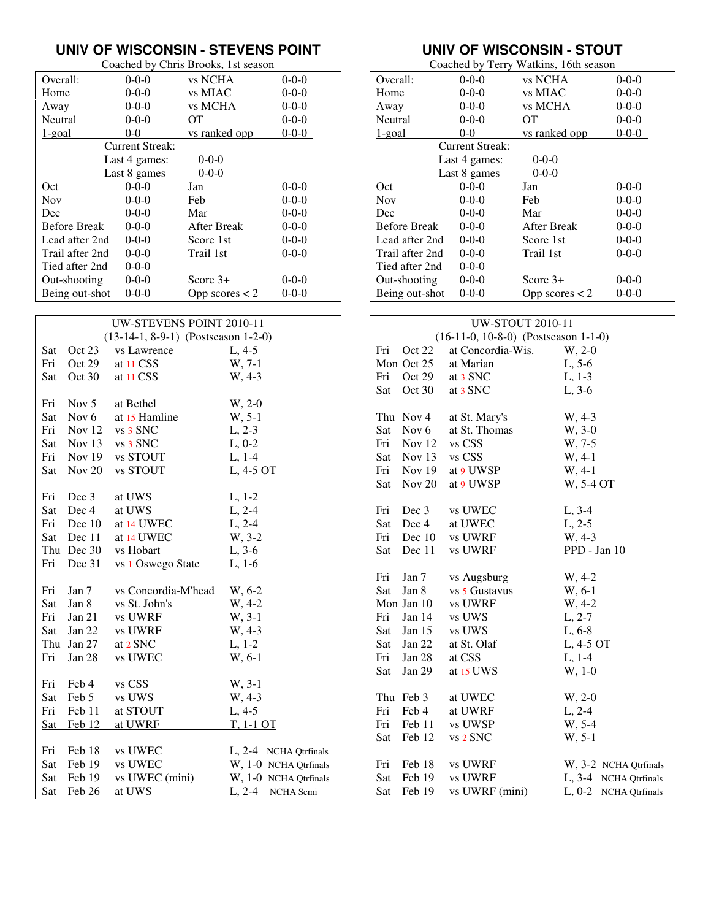## UNIV OF WISCONSIN - STEVENS POINT

Coached by Chris Brooks, 1st season

| | | | |
|---|---|---|---|
| Overall: | 0-0-0 | vs NCHA | 0-0-0 |
| Home | 0-0-0 | vs MIAC | 0-0-0 |
| Away | 0-0-0 | vs MCHA | 0-0-0 |
| Neutral | 0-0-0 | OT | 0-0-0 |
| 1-goal | 0-0 | vs ranked opp | 0-0-0 |
| | Current Streak: | | |
| | Last 4 games: | 0-0-0 | |
| | Last 8 games | 0-0-0 | |
| Oct | 0-0-0 | Jan | 0-0-0 |
| Nov | 0-0-0 | Feb | 0-0-0 |
| Dec | 0-0-0 | Mar | 0-0-0 |
| Before Break | 0-0-0 | After Break | 0-0-0 |
| Lead after 2nd | 0-0-0 | Score 1st | 0-0-0 |
| Trail after 2nd | 0-0-0 | Trail 1st | 0-0-0 |
| Tied after 2nd | 0-0-0 | | |
| Out-shooting | 0-0-0 | Score 3+ | 0-0-0 |
| Being out-shot | 0-0-0 | Opp scores < 2 | 0-0-0 |

### UW-STEVENS POINT 2010-11

(13-14-1, 8-9-1) (Postseason 1-2-0)

| | | | | |
|---|---|---|---|---|
| Sat | Oct 23 | vs Lawrence | L, 4-5 | |
| Fri | Oct 29 | at 11 CSS | W, 7-1 | |
| Sat | Oct 30 | at 11 CSS | W, 4-3 | |
| Fri | Nov 5 | at Bethel | W, 2-0 | |
| Sat | Nov 6 | at 15 Hamline | W, 5-1 | |
| Fri | Nov 12 | vs 3 SNC | L, 2-3 | |
| Sat | Nov 13 | vs 3 SNC | L, 0-2 | |
| Fri | Nov 19 | vs STOUT | L, 1-4 | |
| Sat | Nov 20 | vs STOUT | L, 4-5 OT | |
| Fri | Dec 3 | at UWS | L, 1-2 | |
| Sat | Dec 4 | at UWS | L, 2-4 | |
| Fri | Dec 10 | at 14 UWEC | L, 2-4 | |
| Sat | Dec 11 | at 14 UWEC | W, 3-2 | |
| Thu | Dec 30 | vs Hobart | L, 3-6 | |
| Fri | Dec 31 | vs 1 Oswego State | L, 1-6 | |
| Fri | Jan 7 | vs Concordia-M'head | W, 6-2 | |
| Sat | Jan 8 | vs St. John's | W, 4-2 | |
| Fri | Jan 21 | vs UWRF | W, 3-1 | |
| Sat | Jan 22 | vs UWRF | W, 4-3 | |
| Thu | Jan 27 | at 2 SNC | L, 1-2 | |
| Fri | Jan 28 | vs UWEC | W, 6-1 | |
| Fri | Feb 4 | vs CSS | W, 3-1 | |
| Sat | Feb 5 | vs UWS | W, 4-3 | |
| Fri | Feb 11 | at STOUT | L, 4-5 | |
| Sat | Feb 12 | at UWRF | T, 1-1 OT | |
| Fri | Feb 18 | vs UWEC | L, 2-4 | NCHA Qtrfinals |
| Sat | Feb 19 | vs UWEC | W, 1-0 | NCHA Qtrfinals |
| Sat | Feb 19 | vs UWEC (mini) | W, 1-0 | NCHA Qtrfinals |
| Sat | Feb 26 | at UWS | L, 2-4 | NCHA Semi |

## UNIV OF WISCONSIN - STOUT

Coached by Terry Watkins, 16th season

| | | | |
|---|---|---|---|
| Overall: | 0-0-0 | vs NCHA | 0-0-0 |
| Home | 0-0-0 | vs MIAC | 0-0-0 |
| Away | 0-0-0 | vs MCHA | 0-0-0 |
| Neutral | 0-0-0 | OT | 0-0-0 |
| 1-goal | 0-0 | vs ranked opp | 0-0-0 |
| | Current Streak: | | |
| | Last 4 games: | 0-0-0 | |
| | Last 8 games | 0-0-0 | |
| Oct | 0-0-0 | Jan | 0-0-0 |
| Nov | 0-0-0 | Feb | 0-0-0 |
| Dec | 0-0-0 | Mar | 0-0-0 |
| Before Break | 0-0-0 | After Break | 0-0-0 |
| Lead after 2nd | 0-0-0 | Score 1st | 0-0-0 |
| Trail after 2nd | 0-0-0 | Trail 1st | 0-0-0 |
| Tied after 2nd | 0-0-0 | | |
| Out-shooting | 0-0-0 | Score 3+ | 0-0-0 |
| Being out-shot | 0-0-0 | Opp scores < 2 | 0-0-0 |

### UW-STOUT 2010-11

(16-11-0, 10-8-0) (Postseason 1-1-0)

| | | | | |
|---|---|---|---|---|
| Fri | Oct 22 | at Concordia-Wis. | W, 2-0 | |
| Mon | Oct 25 | at Marian | L, 5-6 | |
| Fri | Oct 29 | at 3 SNC | L, 1-3 | |
| Sat | Oct 30 | at 3 SNC | L, 3-6 | |
| Thu | Nov 4 | at St. Mary's | W, 4-3 | |
| Sat | Nov 6 | at St. Thomas | W, 3-0 | |
| Fri | Nov 12 | vs CSS | W, 7-5 | |
| Sat | Nov 13 | vs CSS | W, 4-1 | |
| Fri | Nov 19 | at 9 UWSP | W, 4-1 | |
| Sat | Nov 20 | at 9 UWSP | W, 5-4 OT | |
| Fri | Dec 3 | vs UWEC | L, 3-4 | |
| Sat | Dec 4 | at UWEC | L, 2-5 | |
| Fri | Dec 10 | vs UWRF | W, 4-3 | |
| Sat | Dec 11 | vs UWRF | PPD - Jan 10 | |
| Fri | Jan 7 | vs Augsburg | W, 4-2 | |
| Sat | Jan 8 | vs 5 Gustavus | W, 6-1 | |
| Mon | Jan 10 | vs UWRF | W, 4-2 | |
| Fri | Jan 14 | vs UWS | L, 2-7 | |
| Sat | Jan 15 | vs UWS | L, 6-8 | |
| Sat | Jan 22 | at St. Olaf | L, 4-5 OT | |
| Fri | Jan 28 | at CSS | L, 1-4 | |
| Sat | Jan 29 | at 15 UWS | W, 1-0 | |
| Thu | Feb 3 | at UWEC | W, 2-0 | |
| Fri | Feb 4 | at UWRF | L, 2-4 | |
| Fri | Feb 11 | vs UWSP | W, 5-4 | |
| Sat | Feb 12 | vs 2 SNC | W, 5-1 | |
| Fri | Feb 18 | vs UWRF | W, 3-2 | NCHA Qtrfinals |
| Sat | Feb 19 | vs UWRF | L, 3-4 | NCHA Qtrfinals |
| Sat | Feb 19 | vs UWRF (mini) | L, 0-2 | NCHA Qtrfinals |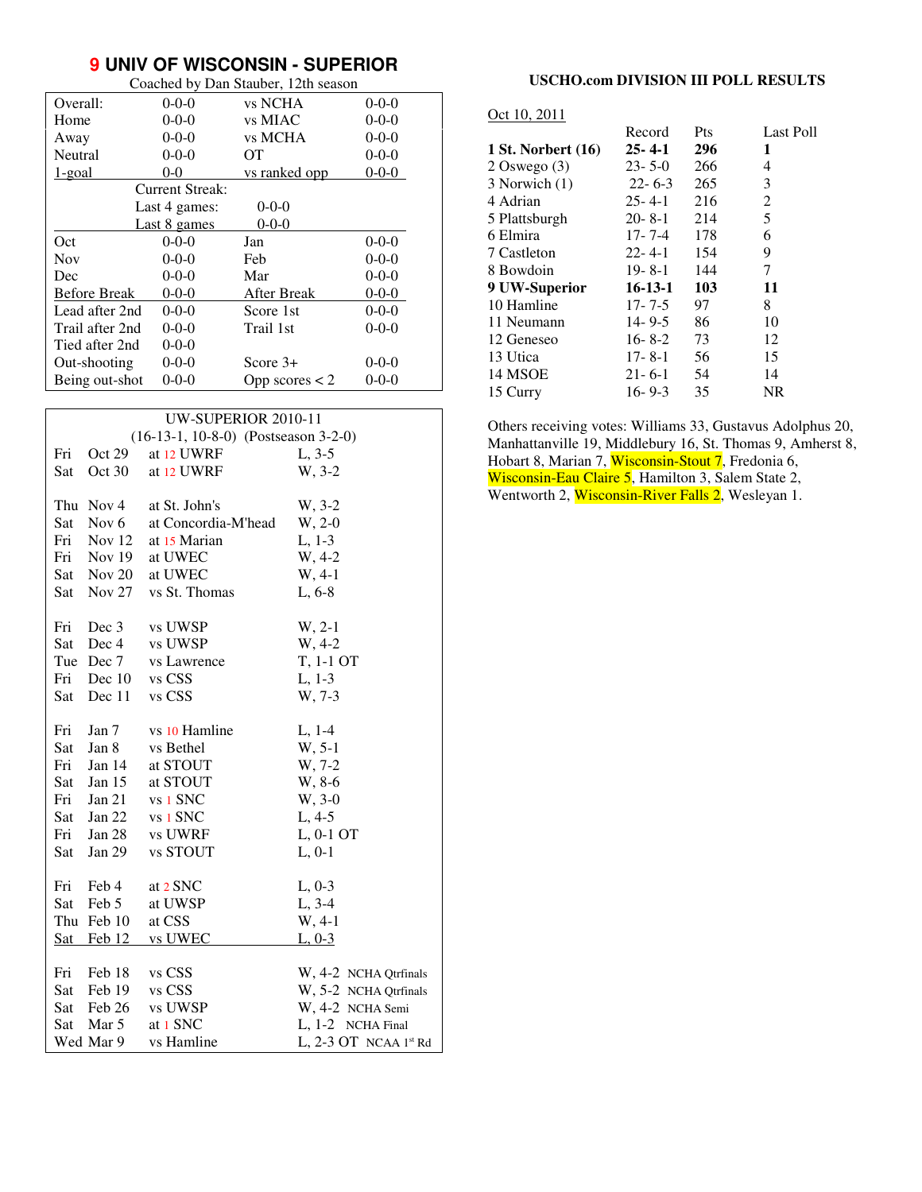# 9 UNIV OF WISCONSIN - SUPERIOR

Coached by Dan Stauber, 12th season

| | | | |
|---|---|---|---|
| Overall: | 0-0-0 | vs NCHA | 0-0-0 |
| Home | 0-0-0 | vs MIAC | 0-0-0 |
| Away | 0-0-0 | vs MCHA | 0-0-0 |
| Neutral | 0-0-0 | OT | 0-0-0 |
| 1-goal | 0-0 | vs ranked opp | 0-0-0 |
| Current Streak: | | | |
| Last 4 games: | 0-0-0 | | |
| Last 8 games | 0-0-0 | | |
| Oct | 0-0-0 | Jan | 0-0-0 |
| Nov | 0-0-0 | Feb | 0-0-0 |
| Dec | 0-0-0 | Mar | 0-0-0 |
| Before Break | 0-0-0 | After Break | 0-0-0 |
| Lead after 2nd | 0-0-0 | Score 1st | 0-0-0 |
| Trail after 2nd | 0-0-0 | Trail 1st | 0-0-0 |
| Tied after 2nd | 0-0-0 | | |
| Out-shooting | 0-0-0 | Score 3+ | 0-0-0 |
| Being out-shot | 0-0-0 | Opp scores < 2 | 0-0-0 |

UW-SUPERIOR 2010-11
(16-13-1, 10-8-0) (Postseason 3-2-0)

| | | | | |
|---|---|---|---|---|
| Fri | Oct 29 | at 12 UWRF | L, 3-5 | |
| Sat | Oct 30 | at 12 UWRF | W, 3-2 | |
| Thu | Nov 4 | at St. John's | W, 3-2 | |
| Sat | Nov 6 | at Concordia-M'head | W, 2-0 | |
| Fri | Nov 12 | at 15 Marian | L, 1-3 | |
| Fri | Nov 19 | at UWEC | W, 4-2 | |
| Sat | Nov 20 | at UWEC | W, 4-1 | |
| Sat | Nov 27 | vs St. Thomas | L, 6-8 | |
| Fri | Dec 3 | vs UWSP | W, 2-1 | |
| Sat | Dec 4 | vs UWSP | W, 4-2 | |
| Tue | Dec 7 | vs Lawrence | T, 1-1 OT | |
| Fri | Dec 10 | vs CSS | L, 1-3 | |
| Sat | Dec 11 | vs CSS | W, 7-3 | |
| Fri | Jan 7 | vs 10 Hamline | L, 1-4 | |
| Sat | Jan 8 | vs Bethel | W, 5-1 | |
| Fri | Jan 14 | at STOUT | W, 7-2 | |
| Sat | Jan 15 | at STOUT | W, 8-6 | |
| Fri | Jan 21 | vs 1 SNC | W, 3-0 | |
| Sat | Jan 22 | vs 1 SNC | L, 4-5 | |
| Fri | Jan 28 | vs UWRF | L, 0-1 OT | |
| Sat | Jan 29 | vs STOUT | L, 0-1 | |
| Fri | Feb 4 | at 2 SNC | L, 0-3 | |
| Sat | Feb 5 | at UWSP | L, 3-4 | |
| Thu | Feb 10 | at CSS | W, 4-1 | |
| Sat | Feb 12 | vs UWEC | L, 0-3 | |
| Fri | Feb 18 | vs CSS | W, 4-2 | NCHA Qtrfinals |
| Sat | Feb 19 | vs CSS | W, 5-2 | NCHA Qtrfinals |
| Sat | Feb 26 | vs UWSP | W, 4-2 | NCHA Semi |
| Sat | Mar 5 | at 1 SNC | L, 1-2 | NCHA Final |
| Wed | Mar 9 | vs Hamline | L, 2-3 OT | NCAA 1st Rd |

### USCHO.com DIVISION III POLL RESULTS

Oct 10, 2011

| | Record | Pts | Last Poll |
|---|---|---|---|
| **1 St. Norbert (16)** | **25- 4-1** | **296** | **1** |
| 2 Oswego (3) | 23- 5-0 | 266 | 4 |
| 3 Norwich (1) | 22- 6-3 | 265 | 3 |
| 4 Adrian | 25- 4-1 | 216 | 2 |
| 5 Plattsburgh | 20- 8-1 | 214 | 5 |
| 6 Elmira | 17- 7-4 | 178 | 6 |
| 7 Castleton | 22- 4-1 | 154 | 9 |
| 8 Bowdoin | 19- 8-1 | 144 | 7 |
| **9 UW-Superior** | **16-13-1** | **103** | **11** |
| 10 Hamline | 17- 7-5 | 97 | 8 |
| 11 Neumann | 14- 9-5 | 86 | 10 |
| 12 Geneseo | 16- 8-2 | 73 | 12 |
| 13 Utica | 17- 8-1 | 56 | 15 |
| 14 MSOE | 21- 6-1 | 54 | 14 |
| 15 Curry | 16- 9-3 | 35 | NR |

Others receiving votes: Williams 33, Gustavus Adolphus 20, Manhattanville 19, Middlebury 16, St. Thomas 9, Amherst 8, Hobart 8, Marian 7, Wisconsin-Stout 7, Fredonia 6, Wisconsin-Eau Claire 5, Hamilton 3, Salem State 2, Wentworth 2, Wisconsin-River Falls 2, Wesleyan 1.